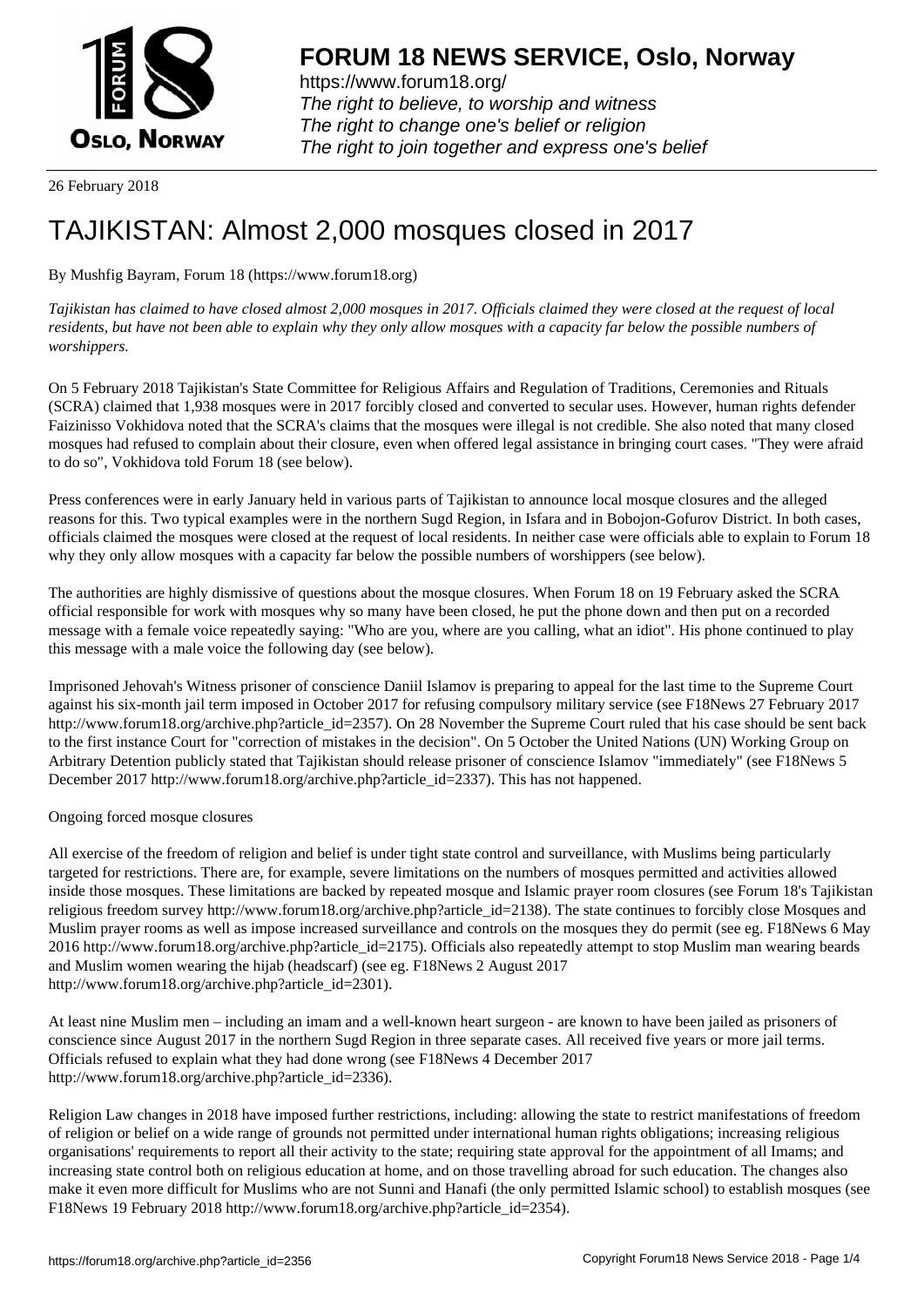# FORUM 18 NEWS SERVICE, Oslo, Norway

https://www.forum18.org/
*The right to believe, to worship and witness*
*The right to change one's belief or religion*
*The right to join together and express one's belief*

26 February 2018

# TAJIKISTAN: Almost 2,000 mosques closed in 2017

By Mushfig Bayram, Forum 18 (https://www.forum18.org)

*Tajikistan has claimed to have closed almost 2,000 mosques in 2017. Officials claimed they were closed at the request of local residents, but have not been able to explain why they only allow mosques with a capacity far below the possible numbers of worshippers.*

On 5 February 2018 Tajikistan's State Committee for Religious Affairs and Regulation of Traditions, Ceremonies and Rituals (SCRA) claimed that 1,938 mosques were in 2017 forcibly closed and converted to secular uses. However, human rights defender Faizinisso Vokhidova noted that the SCRA's claims that the mosques were illegal is not credible. She also noted that many closed mosques had refused to complain about their closure, even when offered legal assistance in bringing court cases. "They were afraid to do so", Vokhidova told Forum 18 (see below).

Press conferences were in early January held in various parts of Tajikistan to announce local mosque closures and the alleged reasons for this. Two typical examples were in the northern Sugd Region, in Isfara and in Bobojon-Gofurov District. In both cases, officials claimed the mosques were closed at the request of local residents. In neither case were officials able to explain to Forum 18 why they only allow mosques with a capacity far below the possible numbers of worshippers (see below).

The authorities are highly dismissive of questions about the mosque closures. When Forum 18 on 19 February asked the SCRA official responsible for work with mosques why so many have been closed, he put the phone down and then put on a recorded message with a female voice repeatedly saying: "Who are you, where are you calling, what an idiot". His phone continued to play this message with a male voice the following day (see below).

Imprisoned Jehovah's Witness prisoner of conscience Daniil Islamov is preparing to appeal for the last time to the Supreme Court against his six-month jail term imposed in October 2017 for refusing compulsory military service (see F18News 27 February 2017 http://www.forum18.org/archive.php?article_id=2357). On 28 November the Supreme Court ruled that his case should be sent back to the first instance Court for "correction of mistakes in the decision". On 5 October the United Nations (UN) Working Group on Arbitrary Detention publicly stated that Tajikistan should release prisoner of conscience Islamov "immediately" (see F18News 5 December 2017 http://www.forum18.org/archive.php?article_id=2337). This has not happened.

Ongoing forced mosque closures

All exercise of the freedom of religion and belief is under tight state control and surveillance, with Muslims being particularly targeted for restrictions. There are, for example, severe limitations on the numbers of mosques permitted and activities allowed inside those mosques. These limitations are backed by repeated mosque and Islamic prayer room closures (see Forum 18's Tajikistan religious freedom survey http://www.forum18.org/archive.php?article_id=2138). The state continues to forcibly close Mosques and Muslim prayer rooms as well as impose increased surveillance and controls on the mosques they do permit (see eg. F18News 6 May 2016 http://www.forum18.org/archive.php?article_id=2175). Officials also repeatedly attempt to stop Muslim man wearing beards and Muslim women wearing the hijab (headscarf) (see eg. F18News 2 August 2017 http://www.forum18.org/archive.php?article_id=2301).

At least nine Muslim men – including an imam and a well-known heart surgeon - are known to have been jailed as prisoners of conscience since August 2017 in the northern Sugd Region in three separate cases. All received five years or more jail terms. Officials refused to explain what they had done wrong (see F18News 4 December 2017 http://www.forum18.org/archive.php?article_id=2336).

Religion Law changes in 2018 have imposed further restrictions, including: allowing the state to restrict manifestations of freedom of religion or belief on a wide range of grounds not permitted under international human rights obligations; increasing religious organisations' requirements to report all their activity to the state; requiring state approval for the appointment of all Imams; and increasing state control both on religious education at home, and on those travelling abroad for such education. The changes also make it even more difficult for Muslims who are not Sunni and Hanafi (the only permitted Islamic school) to establish mosques (see F18News 19 February 2018 http://www.forum18.org/archive.php?article_id=2354).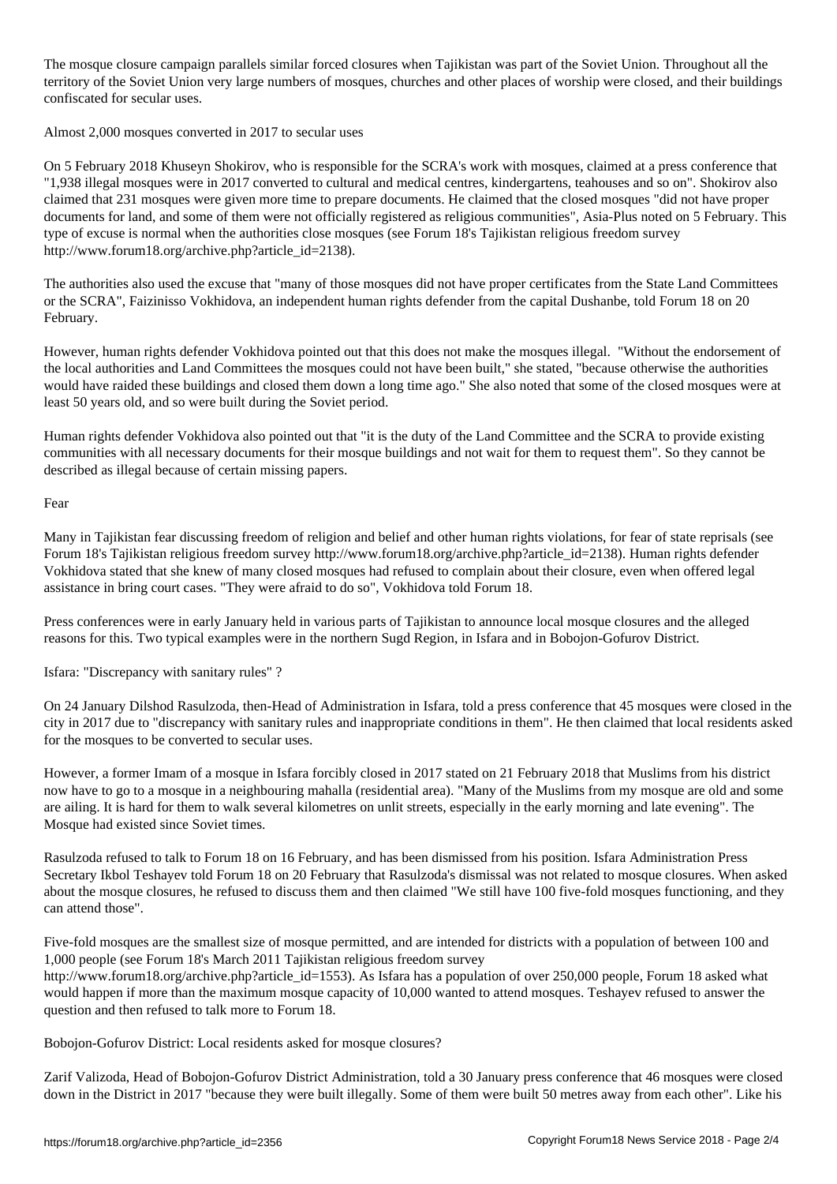The mosque closure campaign parallels similar forced closures when Tajikistan was part of the Soviet Union. Throughout all the territory of the Soviet Union very large numbers of mosques, churches and other places of worship were closed, and their buildings confiscated for secular uses.

## Almost 2,000 mosques converted in 2017 to secular uses

On 5 February 2018 Khuseyn Shokirov, who is responsible for the SCRA's work with mosques, claimed at a press conference that "1,938 illegal mosques were in 2017 converted to cultural and medical centres, kindergartens, teahouses and so on". Shokirov also claimed that 231 mosques were given more time to prepare documents. He claimed that the closed mosques "did not have proper documents for land, and some of them were not officially registered as religious communities", Asia-Plus noted on 5 February. This type of excuse is normal when the authorities close mosques (see Forum 18's Tajikistan religious freedom survey http://www.forum18.org/archive.php?article_id=2138).

The authorities also used the excuse that "many of those mosques did not have proper certificates from the State Land Committees or the SCRA", Faizinisso Vokhidova, an independent human rights defender from the capital Dushanbe, told Forum 18 on 20 February.

However, human rights defender Vokhidova pointed out that this does not make the mosques illegal. "Without the endorsement of the local authorities and Land Committees the mosques could not have been built," she stated, "because otherwise the authorities would have raided these buildings and closed them down a long time ago." She also noted that some of the closed mosques were at least 50 years old, and so were built during the Soviet period.

Human rights defender Vokhidova also pointed out that "it is the duty of the Land Committee and the SCRA to provide existing communities with all necessary documents for their mosque buildings and not wait for them to request them". So they cannot be described as illegal because of certain missing papers.

## Fear

Many in Tajikistan fear discussing freedom of religion and belief and other human rights violations, for fear of state reprisals (see Forum 18's Tajikistan religious freedom survey http://www.forum18.org/archive.php?article_id=2138). Human rights defender Vokhidova stated that she knew of many closed mosques had refused to complain about their closure, even when offered legal assistance in bring court cases. "They were afraid to do so", Vokhidova told Forum 18.

Press conferences were in early January held in various parts of Tajikistan to announce local mosque closures and the alleged reasons for this. Two typical examples were in the northern Sugd Region, in Isfara and in Bobojon-Gofurov District.

## Isfara: "Discrepancy with sanitary rules" ?

On 24 January Dilshod Rasulzoda, then-Head of Administration in Isfara, told a press conference that 45 mosques were closed in the city in 2017 due to "discrepancy with sanitary rules and inappropriate conditions in them". He then claimed that local residents asked for the mosques to be converted to secular uses.

However, a former Imam of a mosque in Isfara forcibly closed in 2017 stated on 21 February 2018 that Muslims from his district now have to go to a mosque in a neighbouring mahalla (residential area). "Many of the Muslims from my mosque are old and some are ailing. It is hard for them to walk several kilometres on unlit streets, especially in the early morning and late evening". The Mosque had existed since Soviet times.

Rasulzoda refused to talk to Forum 18 on 16 February, and has been dismissed from his position. Isfara Administration Press Secretary Ikbol Teshayev told Forum 18 on 20 February that Rasulzoda's dismissal was not related to mosque closures. When asked about the mosque closures, he refused to discuss them and then claimed "We still have 100 five-fold mosques functioning, and they can attend those".

Five-fold mosques are the smallest size of mosque permitted, and are intended for districts with a population of between 100 and 1,000 people (see Forum 18's March 2011 Tajikistan religious freedom survey http://www.forum18.org/archive.php?article_id=1553). As Isfara has a population of over 250,000 people, Forum 18 asked what would happen if more than the maximum mosque capacity of 10,000 wanted to attend mosques. Teshayev refused to answer the question and then refused to talk more to Forum 18.

## Bobojon-Gofurov District: Local residents asked for mosque closures?

Zarif Valizoda, Head of Bobojon-Gofurov District Administration, told a 30 January press conference that 46 mosques were closed down in the District in 2017 "because they were built illegally. Some of them were built 50 metres away from each other". Like his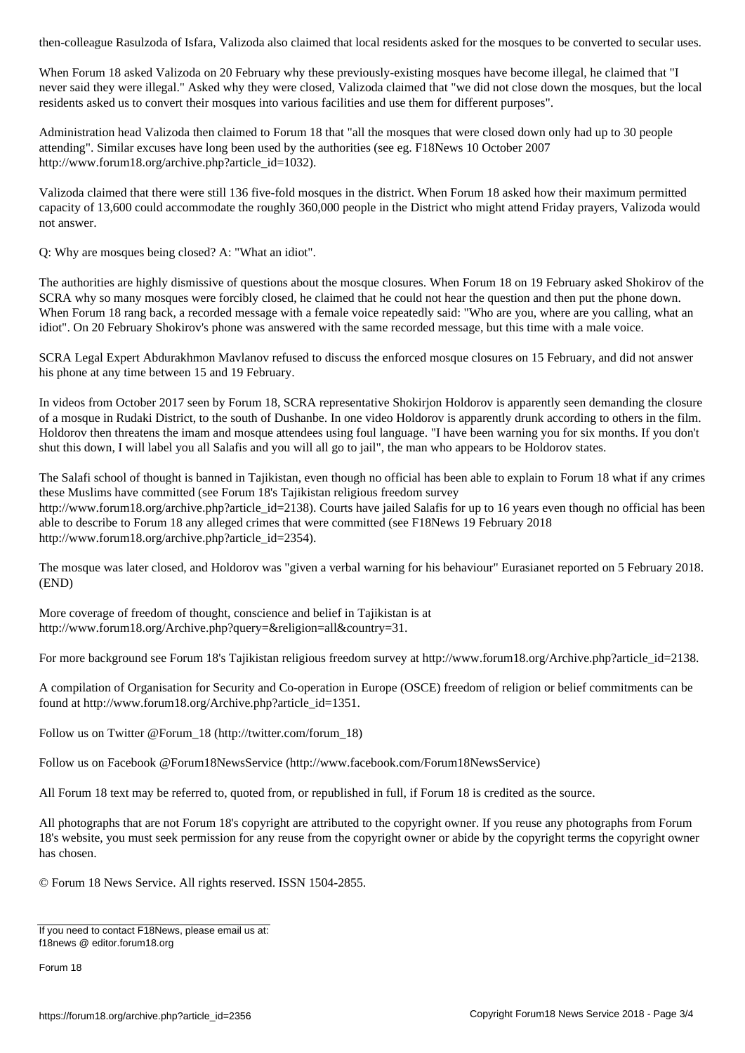then-colleague Rasulzoda of Isfara, Valizoda also claimed that local residents asked for the mosques to be converted to secular uses.

When Forum 18 asked Valizoda on 20 February why these previously-existing mosques have become illegal, he claimed that "I never said they were illegal." Asked why they were closed, Valizoda claimed that "we did not close down the mosques, but the local residents asked us to convert their mosques into various facilities and use them for different purposes".

Administration head Valizoda then claimed to Forum 18 that "all the mosques that were closed down only had up to 30 people attending". Similar excuses have long been used by the authorities (see eg. F18News 10 October 2007 http://www.forum18.org/archive.php?article_id=1032).

Valizoda claimed that there were still 136 five-fold mosques in the district. When Forum 18 asked how their maximum permitted capacity of 13,600 could accommodate the roughly 360,000 people in the District who might attend Friday prayers, Valizoda would not answer.

Q: Why are mosques being closed? A: "What an idiot".

The authorities are highly dismissive of questions about the mosque closures. When Forum 18 on 19 February asked Shokirov of the SCRA why so many mosques were forcibly closed, he claimed that he could not hear the question and then put the phone down. When Forum 18 rang back, a recorded message with a female voice repeatedly said: "Who are you, where are you calling, what an idiot". On 20 February Shokirov's phone was answered with the same recorded message, but this time with a male voice.

SCRA Legal Expert Abdurakhmon Mavlanov refused to discuss the enforced mosque closures on 15 February, and did not answer his phone at any time between 15 and 19 February.

In videos from October 2017 seen by Forum 18, SCRA representative Shokirjon Holdorov is apparently seen demanding the closure of a mosque in Rudaki District, to the south of Dushanbe. In one video Holdorov is apparently drunk according to others in the film. Holdorov then threatens the imam and mosque attendees using foul language. "I have been warning you for six months. If you don't shut this down, I will label you all Salafis and you will all go to jail", the man who appears to be Holdorov states.

The Salafi school of thought is banned in Tajikistan, even though no official has been able to explain to Forum 18 what if any crimes these Muslims have committed (see Forum 18's Tajikistan religious freedom survey http://www.forum18.org/archive.php?article_id=2138). Courts have jailed Salafis for up to 16 years even though no official has been able to describe to Forum 18 any alleged crimes that were committed (see F18News 19 February 2018 http://www.forum18.org/archive.php?article_id=2354).

The mosque was later closed, and Holdorov was "given a verbal warning for his behaviour" Eurasianet reported on 5 February 2018. (END)

More coverage of freedom of thought, conscience and belief in Tajikistan is at http://www.forum18.org/Archive.php?query=&religion=all&country=31.

For more background see Forum 18's Tajikistan religious freedom survey at http://www.forum18.org/Archive.php?article_id=2138.

A compilation of Organisation for Security and Co-operation in Europe (OSCE) freedom of religion or belief commitments can be found at http://www.forum18.org/Archive.php?article_id=1351.

Follow us on Twitter @Forum_18 (http://twitter.com/forum_18)

Follow us on Facebook @Forum18NewsService (http://www.facebook.com/Forum18NewsService)

All Forum 18 text may be referred to, quoted from, or republished in full, if Forum 18 is credited as the source.

All photographs that are not Forum 18's copyright are attributed to the copyright owner. If you reuse any photographs from Forum 18's website, you must seek permission for any reuse from the copyright owner or abide by the copyright terms the copyright owner has chosen.

© Forum 18 News Service. All rights reserved. ISSN 1504-2855.

If you need to contact F18News, please email us at:
f18news @ editor.forum18.org

Forum 18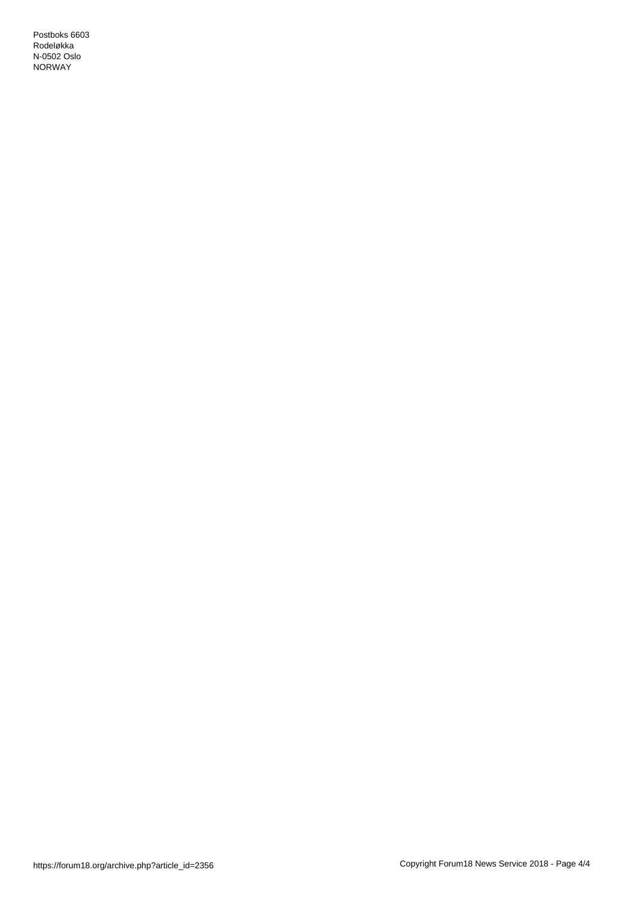Postboks 6603
Rodeløkka
N-0502 Oslo
NORWAY